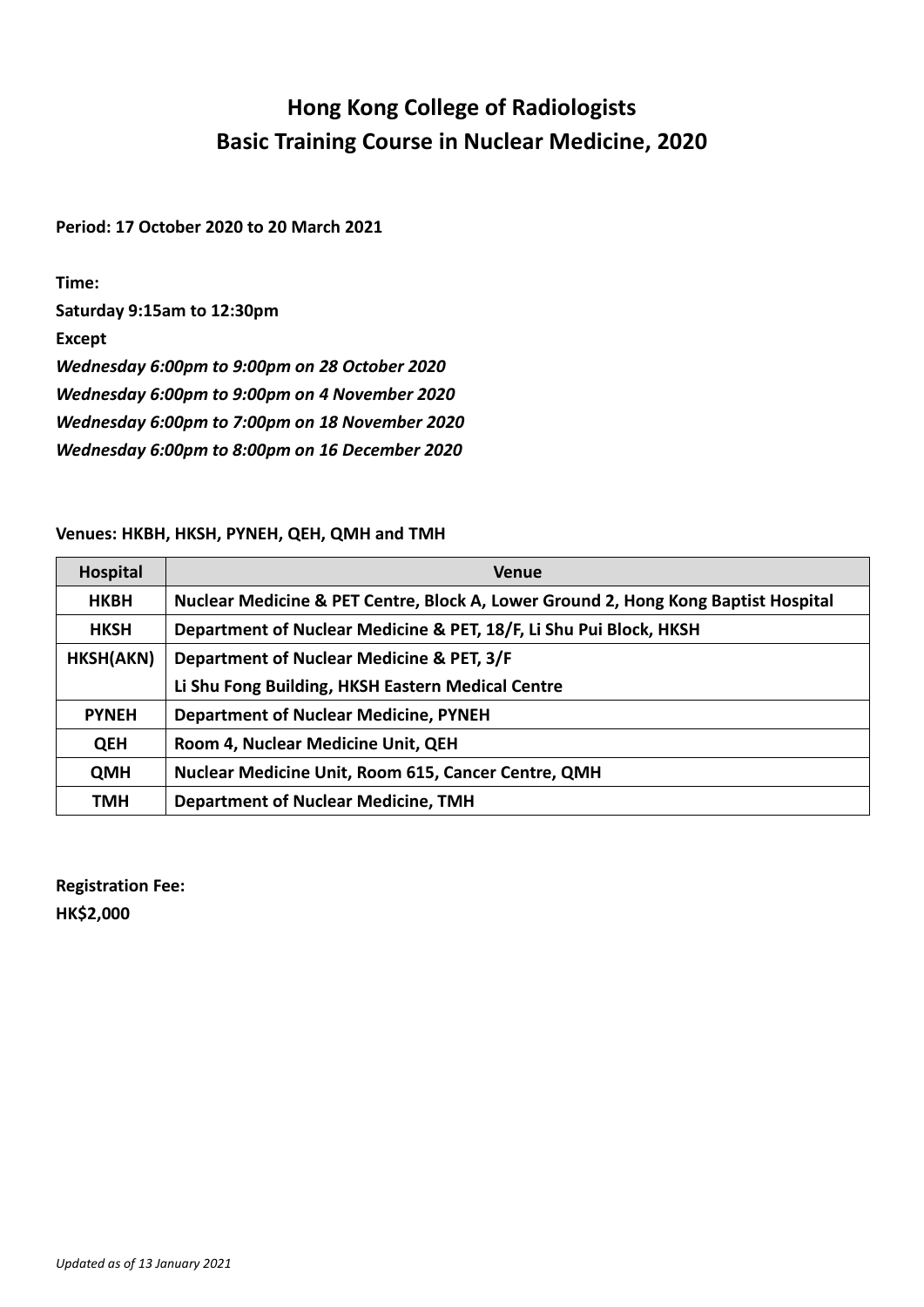# Hong Kong College of Radiologists
# Basic Training Course in Nuclear Medicine, 2020

**Period: 17 October 2020 to 20 March 2021**

**Time:**

**Saturday 9:15am to 12:30pm**

**Except**

***Wednesday 6:00pm to 9:00pm on 28 October 2020***

***Wednesday 6:00pm to 9:00pm on 4 November 2020***

***Wednesday 6:00pm to 7:00pm on 18 November 2020***

***Wednesday 6:00pm to 8:00pm on 16 December 2020***

**Venues: HKBH, HKSH, PYNEH, QEH, QMH and TMH**

| Hospital | Venue |
|---|---|
| **HKBH** | **Nuclear Medicine & PET Centre, Block A, Lower Ground 2, Hong Kong Baptist Hospital** |
| **HKSH** | **Department of Nuclear Medicine & PET, 18/F, Li Shu Pui Block, HKSH** |
| **HKSH(AKN)** | **Department of Nuclear Medicine & PET, 3/F Li Shu Fong Building, HKSH Eastern Medical Centre** |
| **PYNEH** | **Department of Nuclear Medicine, PYNEH** |
| **QEH** | **Room 4, Nuclear Medicine Unit, QEH** |
| **QMH** | **Nuclear Medicine Unit, Room 615, Cancer Centre, QMH** |
| **TMH** | **Department of Nuclear Medicine, TMH** |

**Registration Fee:**

**HK$2,000**

*Updated as of 13 January 2021*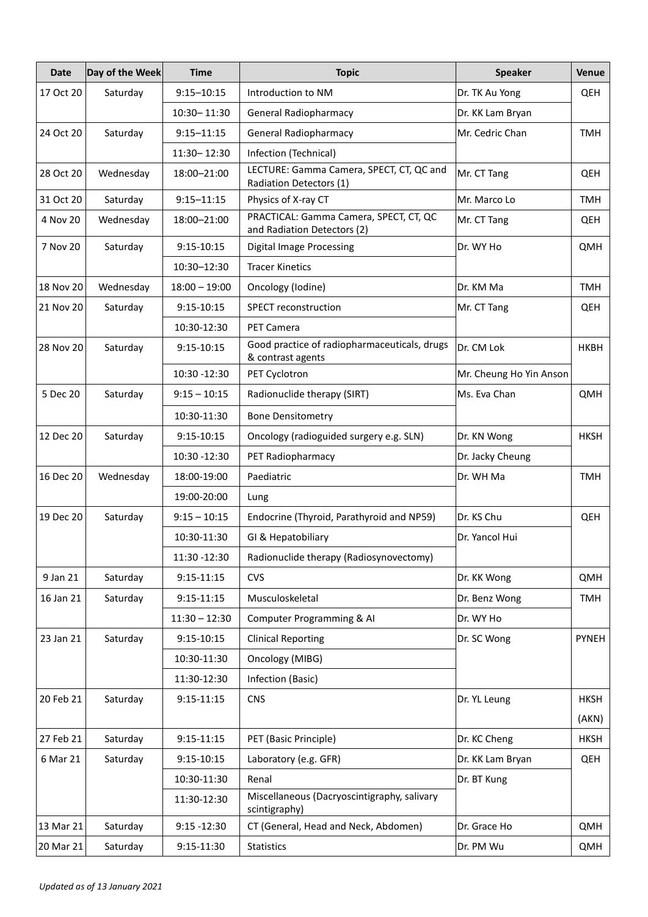| Date | Day of the Week | Time | Topic | Speaker | Venue |
|---|---|---|---|---|---|
| 17 Oct 20 | Saturday | 9:15–10:15 | Introduction to NM | Dr. TK Au Yong | QEH |
| | | 10:30– 11:30 | General Radiopharmacy | Dr. KK Lam Bryan | |
| 24 Oct 20 | Saturday | 9:15–11:15 | General Radiopharmacy | Mr. Cedric Chan | TMH |
| | | 11:30– 12:30 | Infection (Technical) | | |
| 28 Oct 20 | Wednesday | 18:00–21:00 | LECTURE: Gamma Camera, SPECT, CT, QC and Radiation Detectors (1) | Mr. CT Tang | QEH |
| 31 Oct 20 | Saturday | 9:15–11:15 | Physics of X-ray CT | Mr. Marco Lo | TMH |
| 4 Nov 20 | Wednesday | 18:00–21:00 | PRACTICAL: Gamma Camera, SPECT, CT, QC and Radiation Detectors (2) | Mr. CT Tang | QEH |
| 7 Nov 20 | Saturday | 9:15-10:15 | Digital Image Processing | Dr. WY Ho | QMH |
| | | 10:30–12:30 | Tracer Kinetics | | |
| 18 Nov 20 | Wednesday | 18:00 – 19:00 | Oncology (Iodine) | Dr. KM Ma | TMH |
| 21 Nov 20 | Saturday | 9:15-10:15 | SPECT reconstruction | Mr. CT Tang | QEH |
| | | 10:30-12:30 | PET Camera | | |
| 28 Nov 20 | Saturday | 9:15-10:15 | Good practice of radiopharmaceuticals, drugs & contrast agents | Dr. CM Lok | HKBH |
| | | 10:30 -12:30 | PET Cyclotron | Mr. Cheung Ho Yin Anson | |
| 5 Dec 20 | Saturday | 9:15 – 10:15 | Radionuclide therapy (SIRT) | Ms. Eva Chan | QMH |
| | | 10:30-11:30 | Bone Densitometry | | |
| 12 Dec 20 | Saturday | 9:15-10:15 | Oncology (radioguided surgery e.g. SLN) | Dr. KN Wong | HKSH |
| | | 10:30 -12:30 | PET Radiopharmacy | Dr. Jacky Cheung | |
| 16 Dec 20 | Wednesday | 18:00-19:00 | Paediatric | Dr. WH Ma | TMH |
| | | 19:00-20:00 | Lung | | |
| 19 Dec 20 | Saturday | 9:15 – 10:15 | Endocrine (Thyroid, Parathyroid and NP59) | Dr. KS Chu | QEH |
| | | 10:30-11:30 | GI & Hepatobiliary | Dr. Yancol Hui | |
| | | 11:30 -12:30 | Radionuclide therapy (Radiosynovectomy) | | |
| 9 Jan 21 | Saturday | 9:15-11:15 | CVS | Dr. KK Wong | QMH |
| 16 Jan 21 | Saturday | 9:15-11:15 | Musculoskeletal | Dr. Benz Wong | TMH |
| | | 11:30 – 12:30 | Computer Programming & AI | Dr. WY Ho | |
| 23 Jan 21 | Saturday | 9:15-10:15 | Clinical Reporting | Dr. SC Wong | PYNEH |
| | | 10:30-11:30 | Oncology (MIBG) | | |
| | | 11:30-12:30 | Infection (Basic) | | |
| 20 Feb 21 | Saturday | 9:15-11:15 | CNS | Dr. YL Leung | HKSH (AKN) |
| 27 Feb 21 | Saturday | 9:15-11:15 | PET (Basic Principle) | Dr. KC Cheng | HKSH |
| 6 Mar 21 | Saturday | 9:15-10:15 | Laboratory (e.g. GFR) | Dr. KK Lam Bryan | QEH |
| | | 10:30-11:30 | Renal | Dr. BT Kung | |
| | | 11:30-12:30 | Miscellaneous (Dacryoscintigraphy, salivary scintigraphy) | | |
| 13 Mar 21 | Saturday | 9:15 -12:30 | CT (General, Head and Neck, Abdomen) | Dr. Grace Ho | QMH |
| 20 Mar 21 | Saturday | 9:15-11:30 | Statistics | Dr. PM Wu | QMH |

*Updated as of 13 January 2021*